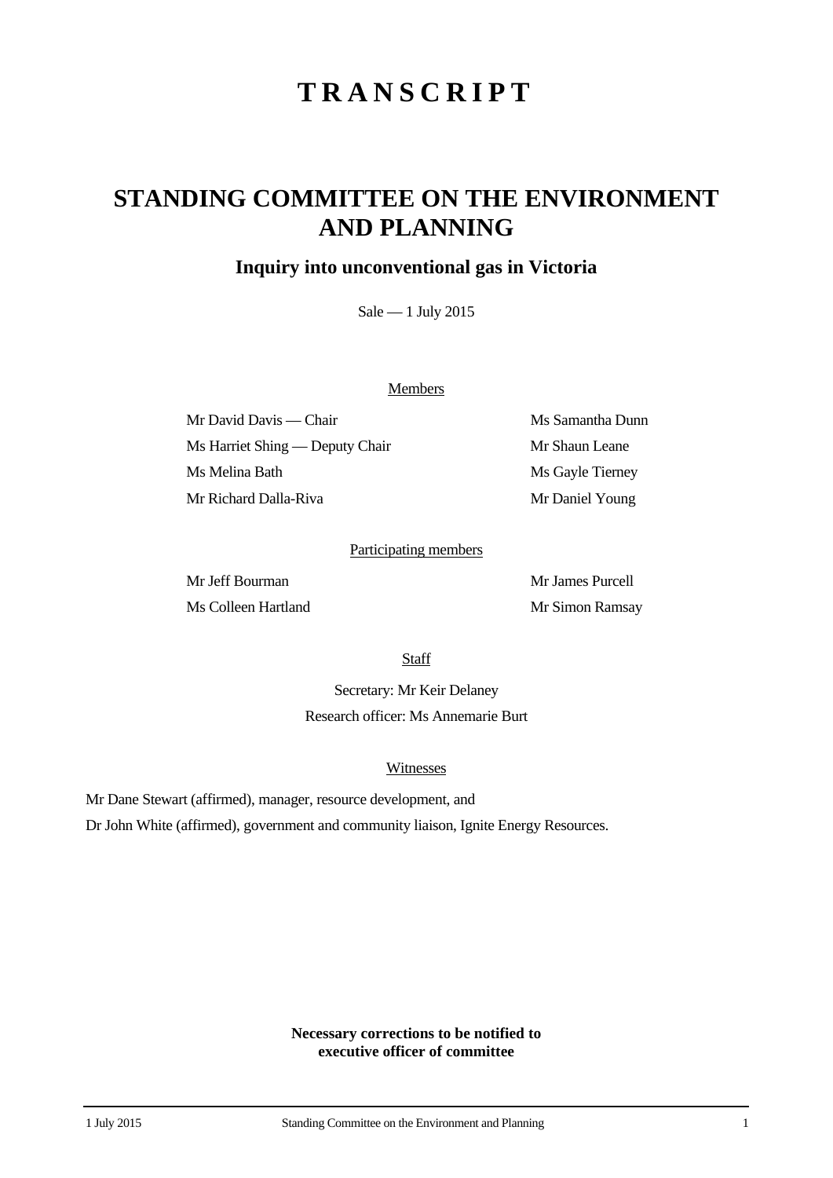# TRANSCRIPT

# STANDING COMMITTEE ON THE ENVIRONMENT AND PLANNING

## Inquiry into unconventional gas in Victoria

Sale — 1 July 2015

Members

Mr David Davis — Chair

Ms Harriet Shing — Deputy Chair

Ms Melina Bath

Mr Richard Dalla-Riva

Ms Samantha Dunn

Mr Shaun Leane

Ms Gayle Tierney

Mr Daniel Young

Participating members

Mr Jeff Bourman

Ms Colleen Hartland

Mr James Purcell

Mr Simon Ramsay

Staff

Secretary: Mr Keir Delaney

Research officer: Ms Annemarie Burt

Witnesses

Mr Dane Stewart (affirmed), manager, resource development, and

Dr John White (affirmed), government and community liaison, Ignite Energy Resources.

**Necessary corrections to be notified to executive officer of committee**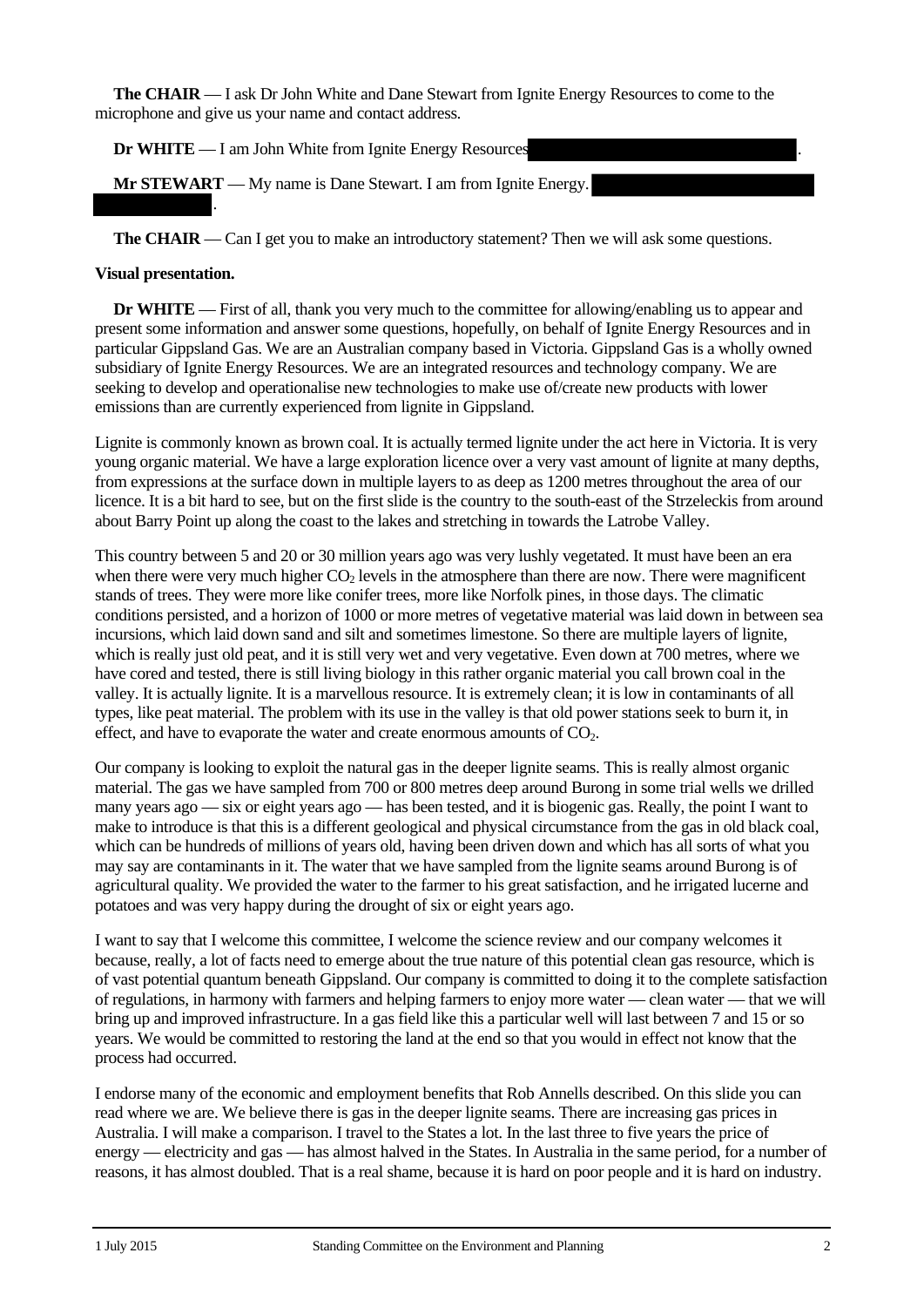**The CHAIR** — I ask Dr John White and Dane Stewart from Ignite Energy Resources to come to the microphone and give us your name and contact address.

**Dr WHITE** — I am John White from Ignite Energy Resources.

**Mr STEWART** — My name is Dane Stewart. I am from Ignite Energy.

**The CHAIR** — Can I get you to make an introductory statement? Then we will ask some questions.

**Visual presentation.**

**Dr WHITE** — First of all, thank you very much to the committee for allowing/enabling us to appear and present some information and answer some questions, hopefully, on behalf of Ignite Energy Resources and in particular Gippsland Gas. We are an Australian company based in Victoria. Gippsland Gas is a wholly owned subsidiary of Ignite Energy Resources. We are an integrated resources and technology company. We are seeking to develop and operationalise new technologies to make use of/create new products with lower emissions than are currently experienced from lignite in Gippsland.

Lignite is commonly known as brown coal. It is actually termed lignite under the act here in Victoria. It is very young organic material. We have a large exploration licence over a very vast amount of lignite at many depths, from expressions at the surface down in multiple layers to as deep as 1200 metres throughout the area of our licence. It is a bit hard to see, but on the first slide is the country to the south-east of the Strzeleckis from around about Barry Point up along the coast to the lakes and stretching in towards the Latrobe Valley.

This country between 5 and 20 or 30 million years ago was very lushly vegetated. It must have been an era when there were very much higher $CO_2$ levels in the atmosphere than there are now. There were magnificent stands of trees. They were more like conifer trees, more like Norfolk pines, in those days. The climatic conditions persisted, and a horizon of 1000 or more metres of vegetative material was laid down in between sea incursions, which laid down sand and silt and sometimes limestone. So there are multiple layers of lignite, which is really just old peat, and it is still very wet and very vegetative. Even down at 700 metres, where we have cored and tested, there is still living biology in this rather organic material you call brown coal in the valley. It is actually lignite. It is a marvellous resource. It is extremely clean; it is low in contaminants of all types, like peat material. The problem with its use in the valley is that old power stations seek to burn it, in effect, and have to evaporate the water and create enormous amounts of $CO_2$.

Our company is looking to exploit the natural gas in the deeper lignite seams. This is really almost organic material. The gas we have sampled from 700 or 800 metres deep around Burong in some trial wells we drilled many years ago — six or eight years ago — has been tested, and it is biogenic gas. Really, the point I want to make to introduce is that this is a different geological and physical circumstance from the gas in old black coal, which can be hundreds of millions of years old, having been driven down and which has all sorts of what you may say are contaminants in it. The water that we have sampled from the lignite seams around Burong is of agricultural quality. We provided the water to the farmer to his great satisfaction, and he irrigated lucerne and potatoes and was very happy during the drought of six or eight years ago.

I want to say that I welcome this committee, I welcome the science review and our company welcomes it because, really, a lot of facts need to emerge about the true nature of this potential clean gas resource, which is of vast potential quantum beneath Gippsland. Our company is committed to doing it to the complete satisfaction of regulations, in harmony with farmers and helping farmers to enjoy more water — clean water — that we will bring up and improved infrastructure. In a gas field like this a particular well will last between 7 and 15 or so years. We would be committed to restoring the land at the end so that you would in effect not know that the process had occurred.

I endorse many of the economic and employment benefits that Rob Annells described. On this slide you can read where we are. We believe there is gas in the deeper lignite seams. There are increasing gas prices in Australia. I will make a comparison. I travel to the States a lot. In the last three to five years the price of energy — electricity and gas — has almost halved in the States. In Australia in the same period, for a number of reasons, it has almost doubled. That is a real shame, because it is hard on poor people and it is hard on industry.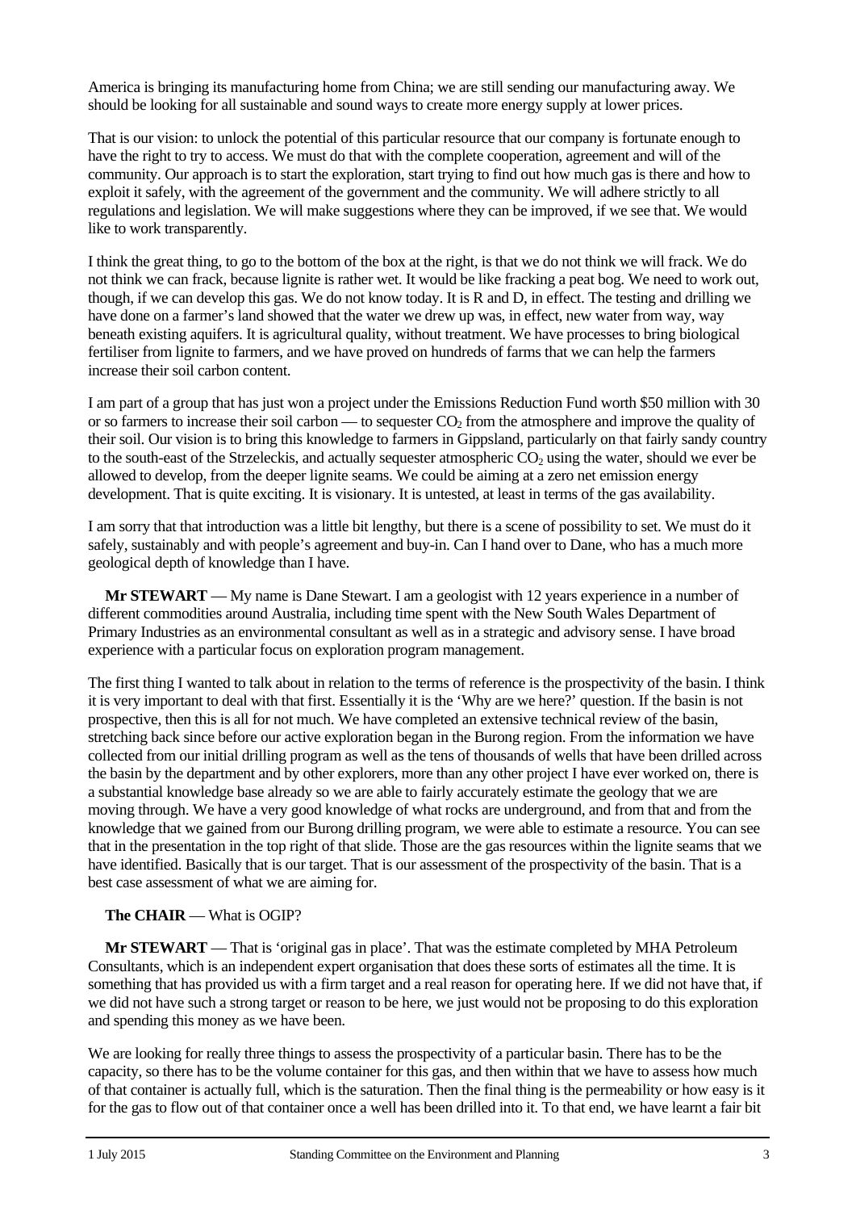America is bringing its manufacturing home from China; we are still sending our manufacturing away. We should be looking for all sustainable and sound ways to create more energy supply at lower prices.

That is our vision: to unlock the potential of this particular resource that our company is fortunate enough to have the right to try to access. We must do that with the complete cooperation, agreement and will of the community. Our approach is to start the exploration, start trying to find out how much gas is there and how to exploit it safely, with the agreement of the government and the community. We will adhere strictly to all regulations and legislation. We will make suggestions where they can be improved, if we see that. We would like to work transparently.

I think the great thing, to go to the bottom of the box at the right, is that we do not think we will frack. We do not think we can frack, because lignite is rather wet. It would be like fracking a peat bog. We need to work out, though, if we can develop this gas. We do not know today. It is R and D, in effect. The testing and drilling we have done on a farmer's land showed that the water we drew up was, in effect, new water from way, way beneath existing aquifers. It is agricultural quality, without treatment. We have processes to bring biological fertiliser from lignite to farmers, and we have proved on hundreds of farms that we can help the farmers increase their soil carbon content.

I am part of a group that has just won a project under the Emissions Reduction Fund worth \$50 million with 30 or so farmers to increase their soil carbon — to sequester $CO_2$ from the atmosphere and improve the quality of their soil. Our vision is to bring this knowledge to farmers in Gippsland, particularly on that fairly sandy country to the south-east of the Strzeleckis, and actually sequester atmospheric $CO_2$ using the water, should we ever be allowed to develop, from the deeper lignite seams. We could be aiming at a zero net emission energy development. That is quite exciting. It is visionary. It is untested, at least in terms of the gas availability.

I am sorry that that introduction was a little bit lengthy, but there is a scene of possibility to set. We must do it safely, sustainably and with people's agreement and buy-in. Can I hand over to Dane, who has a much more geological depth of knowledge than I have.

**Mr STEWART** — My name is Dane Stewart. I am a geologist with 12 years experience in a number of different commodities around Australia, including time spent with the New South Wales Department of Primary Industries as an environmental consultant as well as in a strategic and advisory sense. I have broad experience with a particular focus on exploration program management.

The first thing I wanted to talk about in relation to the terms of reference is the prospectivity of the basin. I think it is very important to deal with that first. Essentially it is the 'Why are we here?' question. If the basin is not prospective, then this is all for not much. We have completed an extensive technical review of the basin, stretching back since before our active exploration began in the Burong region. From the information we have collected from our initial drilling program as well as the tens of thousands of wells that have been drilled across the basin by the department and by other explorers, more than any other project I have ever worked on, there is a substantial knowledge base already so we are able to fairly accurately estimate the geology that we are moving through. We have a very good knowledge of what rocks are underground, and from that and from the knowledge that we gained from our Burong drilling program, we were able to estimate a resource. You can see that in the presentation in the top right of that slide. Those are the gas resources within the lignite seams that we have identified. Basically that is our target. That is our assessment of the prospectivity of the basin. That is a best case assessment of what we are aiming for.

**The CHAIR** — What is OGIP?

**Mr STEWART** — That is 'original gas in place'. That was the estimate completed by MHA Petroleum Consultants, which is an independent expert organisation that does these sorts of estimates all the time. It is something that has provided us with a firm target and a real reason for operating here. If we did not have that, if we did not have such a strong target or reason to be here, we just would not be proposing to do this exploration and spending this money as we have been.

We are looking for really three things to assess the prospectivity of a particular basin. There has to be the capacity, so there has to be the volume container for this gas, and then within that we have to assess how much of that container is actually full, which is the saturation. Then the final thing is the permeability or how easy is it for the gas to flow out of that container once a well has been drilled into it. To that end, we have learnt a fair bit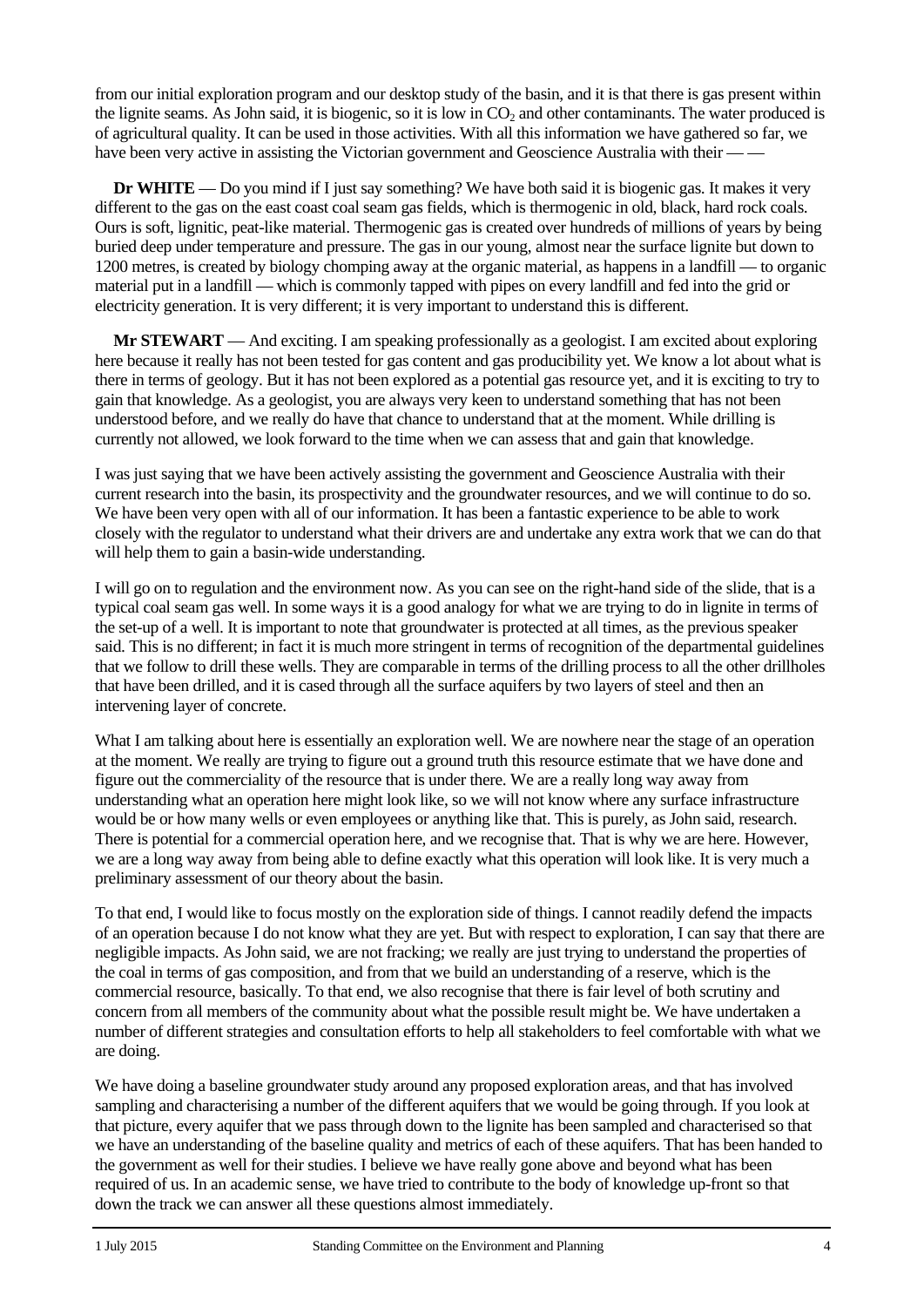from our initial exploration program and our desktop study of the basin, and it is that there is gas present within the lignite seams. As John said, it is biogenic, so it is low in $CO_2$ and other contaminants. The water produced is of agricultural quality. It can be used in those activities. With all this information we have gathered so far, we have been very active in assisting the Victorian government and Geoscience Australia with their — —

**Dr WHITE** — Do you mind if I just say something? We have both said it is biogenic gas. It makes it very different to the gas on the east coast coal seam gas fields, which is thermogenic in old, black, hard rock coals. Ours is soft, lignitic, peat-like material. Thermogenic gas is created over hundreds of millions of years by being buried deep under temperature and pressure. The gas in our young, almost near the surface lignite but down to 1200 metres, is created by biology chomping away at the organic material, as happens in a landfill — to organic material put in a landfill — which is commonly tapped with pipes on every landfill and fed into the grid or electricity generation. It is very different; it is very important to understand this is different.

**Mr STEWART** — And exciting. I am speaking professionally as a geologist. I am excited about exploring here because it really has not been tested for gas content and gas producibility yet. We know a lot about what is there in terms of geology. But it has not been explored as a potential gas resource yet, and it is exciting to try to gain that knowledge. As a geologist, you are always very keen to understand something that has not been understood before, and we really do have that chance to understand that at the moment. While drilling is currently not allowed, we look forward to the time when we can assess that and gain that knowledge.

I was just saying that we have been actively assisting the government and Geoscience Australia with their current research into the basin, its prospectivity and the groundwater resources, and we will continue to do so. We have been very open with all of our information. It has been a fantastic experience to be able to work closely with the regulator to understand what their drivers are and undertake any extra work that we can do that will help them to gain a basin-wide understanding.

I will go on to regulation and the environment now. As you can see on the right-hand side of the slide, that is a typical coal seam gas well. In some ways it is a good analogy for what we are trying to do in lignite in terms of the set-up of a well. It is important to note that groundwater is protected at all times, as the previous speaker said. This is no different; in fact it is much more stringent in terms of recognition of the departmental guidelines that we follow to drill these wells. They are comparable in terms of the drilling process to all the other drillholes that have been drilled, and it is cased through all the surface aquifers by two layers of steel and then an intervening layer of concrete.

What I am talking about here is essentially an exploration well. We are nowhere near the stage of an operation at the moment. We really are trying to figure out a ground truth this resource estimate that we have done and figure out the commerciality of the resource that is under there. We are a really long way away from understanding what an operation here might look like, so we will not know where any surface infrastructure would be or how many wells or even employees or anything like that. This is purely, as John said, research. There is potential for a commercial operation here, and we recognise that. That is why we are here. However, we are a long way away from being able to define exactly what this operation will look like. It is very much a preliminary assessment of our theory about the basin.

To that end, I would like to focus mostly on the exploration side of things. I cannot readily defend the impacts of an operation because I do not know what they are yet. But with respect to exploration, I can say that there are negligible impacts. As John said, we are not fracking; we really are just trying to understand the properties of the coal in terms of gas composition, and from that we build an understanding of a reserve, which is the commercial resource, basically. To that end, we also recognise that there is fair level of both scrutiny and concern from all members of the community about what the possible result might be. We have undertaken a number of different strategies and consultation efforts to help all stakeholders to feel comfortable with what we are doing.

We have doing a baseline groundwater study around any proposed exploration areas, and that has involved sampling and characterising a number of the different aquifers that we would be going through. If you look at that picture, every aquifer that we pass through down to the lignite has been sampled and characterised so that we have an understanding of the baseline quality and metrics of each of these aquifers. That has been handed to the government as well for their studies. I believe we have really gone above and beyond what has been required of us. In an academic sense, we have tried to contribute to the body of knowledge up-front so that down the track we can answer all these questions almost immediately.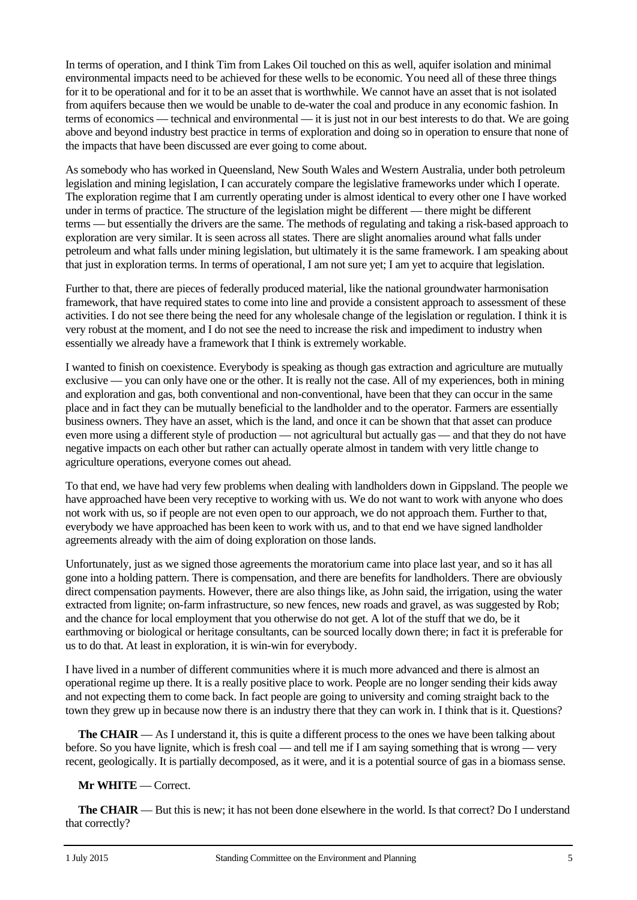In terms of operation, and I think Tim from Lakes Oil touched on this as well, aquifer isolation and minimal environmental impacts need to be achieved for these wells to be economic. You need all of these three things for it to be operational and for it to be an asset that is worthwhile. We cannot have an asset that is not isolated from aquifers because then we would be unable to de-water the coal and produce in any economic fashion. In terms of economics — technical and environmental — it is just not in our best interests to do that. We are going above and beyond industry best practice in terms of exploration and doing so in operation to ensure that none of the impacts that have been discussed are ever going to come about.

As somebody who has worked in Queensland, New South Wales and Western Australia, under both petroleum legislation and mining legislation, I can accurately compare the legislative frameworks under which I operate. The exploration regime that I am currently operating under is almost identical to every other one I have worked under in terms of practice. The structure of the legislation might be different — there might be different terms — but essentially the drivers are the same. The methods of regulating and taking a risk-based approach to exploration are very similar. It is seen across all states. There are slight anomalies around what falls under petroleum and what falls under mining legislation, but ultimately it is the same framework. I am speaking about that just in exploration terms. In terms of operational, I am not sure yet; I am yet to acquire that legislation.

Further to that, there are pieces of federally produced material, like the national groundwater harmonisation framework, that have required states to come into line and provide a consistent approach to assessment of these activities. I do not see there being the need for any wholesale change of the legislation or regulation. I think it is very robust at the moment, and I do not see the need to increase the risk and impediment to industry when essentially we already have a framework that I think is extremely workable.

I wanted to finish on coexistence. Everybody is speaking as though gas extraction and agriculture are mutually exclusive — you can only have one or the other. It is really not the case. All of my experiences, both in mining and exploration and gas, both conventional and non-conventional, have been that they can occur in the same place and in fact they can be mutually beneficial to the landholder and to the operator. Farmers are essentially business owners. They have an asset, which is the land, and once it can be shown that that asset can produce even more using a different style of production — not agricultural but actually gas — and that they do not have negative impacts on each other but rather can actually operate almost in tandem with very little change to agriculture operations, everyone comes out ahead.

To that end, we have had very few problems when dealing with landholders down in Gippsland. The people we have approached have been very receptive to working with us. We do not want to work with anyone who does not work with us, so if people are not even open to our approach, we do not approach them. Further to that, everybody we have approached has been keen to work with us, and to that end we have signed landholder agreements already with the aim of doing exploration on those lands.

Unfortunately, just as we signed those agreements the moratorium came into place last year, and so it has all gone into a holding pattern. There is compensation, and there are benefits for landholders. There are obviously direct compensation payments. However, there are also things like, as John said, the irrigation, using the water extracted from lignite; on-farm infrastructure, so new fences, new roads and gravel, as was suggested by Rob; and the chance for local employment that you otherwise do not get. A lot of the stuff that we do, be it earthmoving or biological or heritage consultants, can be sourced locally down there; in fact it is preferable for us to do that. At least in exploration, it is win-win for everybody.

I have lived in a number of different communities where it is much more advanced and there is almost an operational regime up there. It is a really positive place to work. People are no longer sending their kids away and not expecting them to come back. In fact people are going to university and coming straight back to the town they grew up in because now there is an industry there that they can work in. I think that is it. Questions?

**The CHAIR** — As I understand it, this is quite a different process to the ones we have been talking about before. So you have lignite, which is fresh coal — and tell me if I am saying something that is wrong — very recent, geologically. It is partially decomposed, as it were, and it is a potential source of gas in a biomass sense.

**Mr WHITE** — Correct.

**The CHAIR** — But this is new; it has not been done elsewhere in the world. Is that correct? Do I understand that correctly?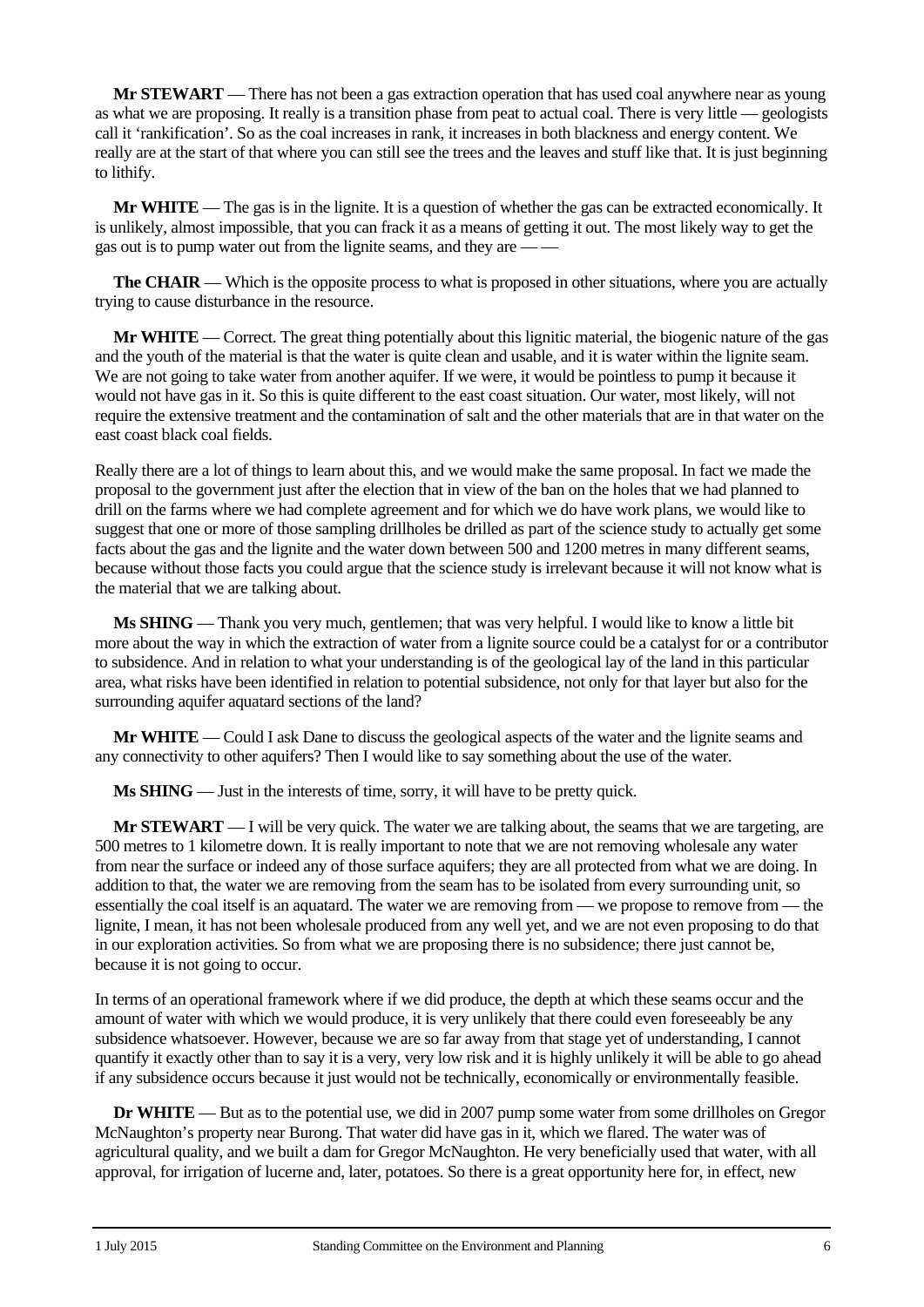**Mr STEWART** — There has not been a gas extraction operation that has used coal anywhere near as young as what we are proposing. It really is a transition phase from peat to actual coal. There is very little — geologists call it 'rankification'. So as the coal increases in rank, it increases in both blackness and energy content. We really are at the start of that where you can still see the trees and the leaves and stuff like that. It is just beginning to lithify.

**Mr WHITE** — The gas is in the lignite. It is a question of whether the gas can be extracted economically. It is unlikely, almost impossible, that you can frack it as a means of getting it out. The most likely way to get the gas out is to pump water out from the lignite seams, and they are — —

**The CHAIR** — Which is the opposite process to what is proposed in other situations, where you are actually trying to cause disturbance in the resource.

**Mr WHITE** — Correct. The great thing potentially about this lignitic material, the biogenic nature of the gas and the youth of the material is that the water is quite clean and usable, and it is water within the lignite seam. We are not going to take water from another aquifer. If we were, it would be pointless to pump it because it would not have gas in it. So this is quite different to the east coast situation. Our water, most likely, will not require the extensive treatment and the contamination of salt and the other materials that are in that water on the east coast black coal fields.

Really there are a lot of things to learn about this, and we would make the same proposal. In fact we made the proposal to the government just after the election that in view of the ban on the holes that we had planned to drill on the farms where we had complete agreement and for which we do have work plans, we would like to suggest that one or more of those sampling drillholes be drilled as part of the science study to actually get some facts about the gas and the lignite and the water down between 500 and 1200 metres in many different seams, because without those facts you could argue that the science study is irrelevant because it will not know what is the material that we are talking about.

**Ms SHING** — Thank you very much, gentlemen; that was very helpful. I would like to know a little bit more about the way in which the extraction of water from a lignite source could be a catalyst for or a contributor to subsidence. And in relation to what your understanding is of the geological lay of the land in this particular area, what risks have been identified in relation to potential subsidence, not only for that layer but also for the surrounding aquifer aquatard sections of the land?

**Mr WHITE** — Could I ask Dane to discuss the geological aspects of the water and the lignite seams and any connectivity to other aquifers? Then I would like to say something about the use of the water.

**Ms SHING** — Just in the interests of time, sorry, it will have to be pretty quick.

**Mr STEWART** — I will be very quick. The water we are talking about, the seams that we are targeting, are 500 metres to 1 kilometre down. It is really important to note that we are not removing wholesale any water from near the surface or indeed any of those surface aquifers; they are all protected from what we are doing. In addition to that, the water we are removing from the seam has to be isolated from every surrounding unit, so essentially the coal itself is an aquatard. The water we are removing from — we propose to remove from — the lignite, I mean, it has not been wholesale produced from any well yet, and we are not even proposing to do that in our exploration activities. So from what we are proposing there is no subsidence; there just cannot be, because it is not going to occur.

In terms of an operational framework where if we did produce, the depth at which these seams occur and the amount of water with which we would produce, it is very unlikely that there could even foreseeably be any subsidence whatsoever. However, because we are so far away from that stage yet of understanding, I cannot quantify it exactly other than to say it is a very, very low risk and it is highly unlikely it will be able to go ahead if any subsidence occurs because it just would not be technically, economically or environmentally feasible.

**Dr WHITE** — But as to the potential use, we did in 2007 pump some water from some drillholes on Gregor McNaughton's property near Burong. That water did have gas in it, which we flared. The water was of agricultural quality, and we built a dam for Gregor McNaughton. He very beneficially used that water, with all approval, for irrigation of lucerne and, later, potatoes. So there is a great opportunity here for, in effect, new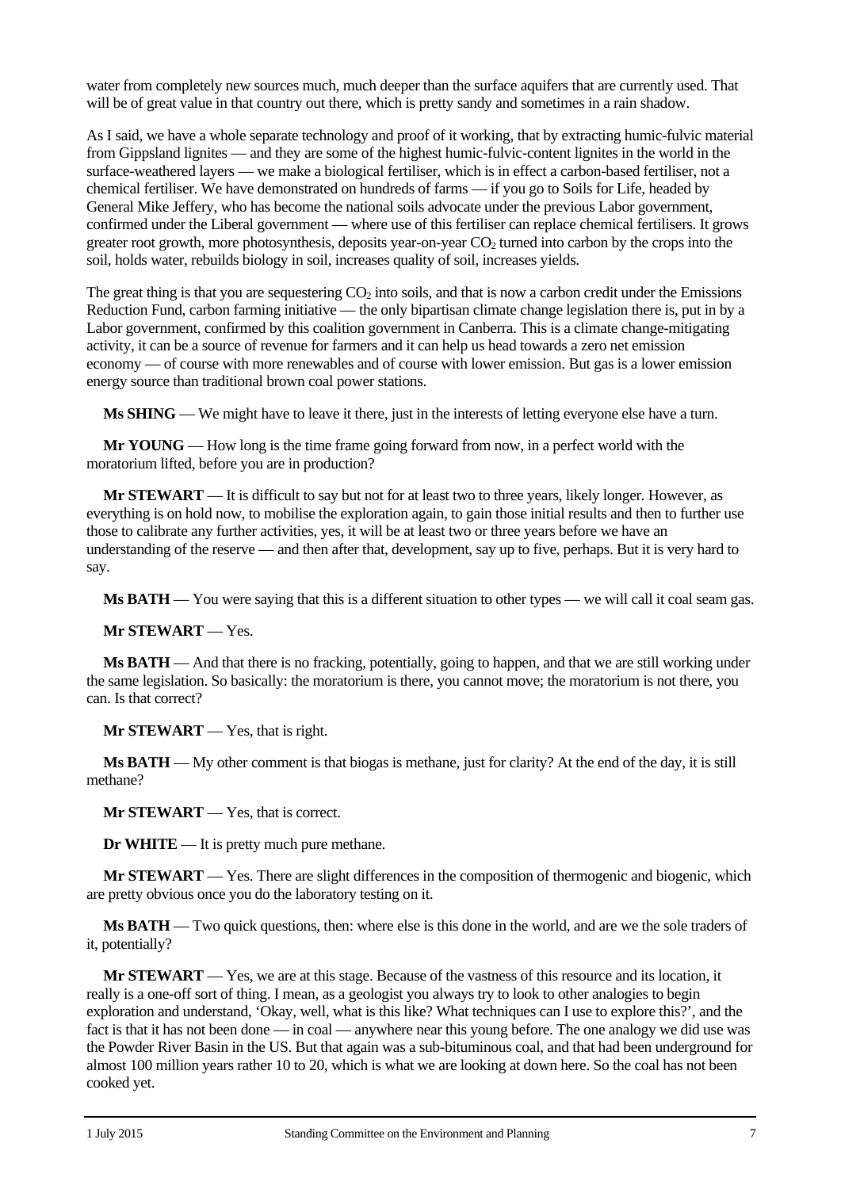water from completely new sources much, much deeper than the surface aquifers that are currently used. That will be of great value in that country out there, which is pretty sandy and sometimes in a rain shadow.

As I said, we have a whole separate technology and proof of it working, that by extracting humic-fulvic material from Gippsland lignites — and they are some of the highest humic-fulvic-content lignites in the world in the surface-weathered layers — we make a biological fertiliser, which is in effect a carbon-based fertiliser, not a chemical fertiliser. We have demonstrated on hundreds of farms — if you go to Soils for Life, headed by General Mike Jeffery, who has become the national soils advocate under the previous Labor government, confirmed under the Liberal government — where use of this fertiliser can replace chemical fertilisers. It grows greater root growth, more photosynthesis, deposits year-on-year $CO_2$ turned into carbon by the crops into the soil, holds water, rebuilds biology in soil, increases quality of soil, increases yields.

The great thing is that you are sequestering $CO_2$ into soils, and that is now a carbon credit under the Emissions Reduction Fund, carbon farming initiative — the only bipartisan climate change legislation there is, put in by a Labor government, confirmed by this coalition government in Canberra. This is a climate change-mitigating activity, it can be a source of revenue for farmers and it can help us head towards a zero net emission economy — of course with more renewables and of course with lower emission. But gas is a lower emission energy source than traditional brown coal power stations.

**Ms SHING** — We might have to leave it there, just in the interests of letting everyone else have a turn.

**Mr YOUNG** — How long is the time frame going forward from now, in a perfect world with the moratorium lifted, before you are in production?

**Mr STEWART** — It is difficult to say but not for at least two to three years, likely longer. However, as everything is on hold now, to mobilise the exploration again, to gain those initial results and then to further use those to calibrate any further activities, yes, it will be at least two or three years before we have an understanding of the reserve — and then after that, development, say up to five, perhaps. But it is very hard to say.

**Ms BATH** — You were saying that this is a different situation to other types — we will call it coal seam gas.

**Mr STEWART** — Yes.

**Ms BATH** — And that there is no fracking, potentially, going to happen, and that we are still working under the same legislation. So basically: the moratorium is there, you cannot move; the moratorium is not there, you can. Is that correct?

**Mr STEWART** — Yes, that is right.

**Ms BATH** — My other comment is that biogas is methane, just for clarity? At the end of the day, it is still methane?

**Mr STEWART** — Yes, that is correct.

**Dr WHITE** — It is pretty much pure methane.

**Mr STEWART** — Yes. There are slight differences in the composition of thermogenic and biogenic, which are pretty obvious once you do the laboratory testing on it.

**Ms BATH** — Two quick questions, then: where else is this done in the world, and are we the sole traders of it, potentially?

**Mr STEWART** — Yes, we are at this stage. Because of the vastness of this resource and its location, it really is a one-off sort of thing. I mean, as a geologist you always try to look to other analogies to begin exploration and understand, 'Okay, well, what is this like? What techniques can I use to explore this?', and the fact is that it has not been done — in coal — anywhere near this young before. The one analogy we did use was the Powder River Basin in the US. But that again was a sub-bituminous coal, and that had been underground for almost 100 million years rather 10 to 20, which is what we are looking at down here. So the coal has not been cooked yet.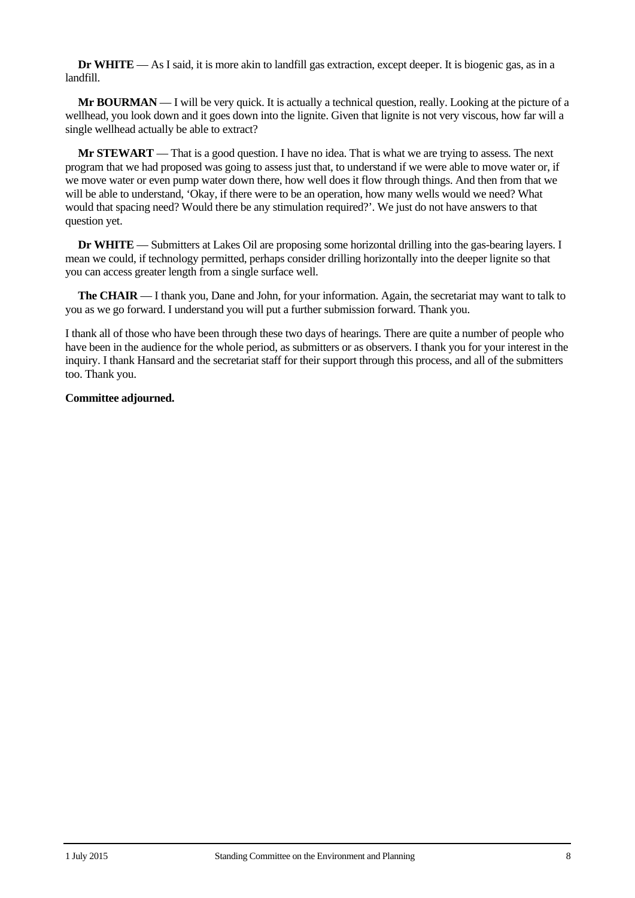**Dr WHITE** — As I said, it is more akin to landfill gas extraction, except deeper. It is biogenic gas, as in a landfill.

**Mr BOURMAN** — I will be very quick. It is actually a technical question, really. Looking at the picture of a wellhead, you look down and it goes down into the lignite. Given that lignite is not very viscous, how far will a single wellhead actually be able to extract?

**Mr STEWART** — That is a good question. I have no idea. That is what we are trying to assess. The next program that we had proposed was going to assess just that, to understand if we were able to move water or, if we move water or even pump water down there, how well does it flow through things. And then from that we will be able to understand, 'Okay, if there were to be an operation, how many wells would we need? What would that spacing need? Would there be any stimulation required?'. We just do not have answers to that question yet.

**Dr WHITE** — Submitters at Lakes Oil are proposing some horizontal drilling into the gas-bearing layers. I mean we could, if technology permitted, perhaps consider drilling horizontally into the deeper lignite so that you can access greater length from a single surface well.

**The CHAIR** — I thank you, Dane and John, for your information. Again, the secretariat may want to talk to you as we go forward. I understand you will put a further submission forward. Thank you.

I thank all of those who have been through these two days of hearings. There are quite a number of people who have been in the audience for the whole period, as submitters or as observers. I thank you for your interest in the inquiry. I thank Hansard and the secretariat staff for their support through this process, and all of the submitters too. Thank you.

**Committee adjourned.**